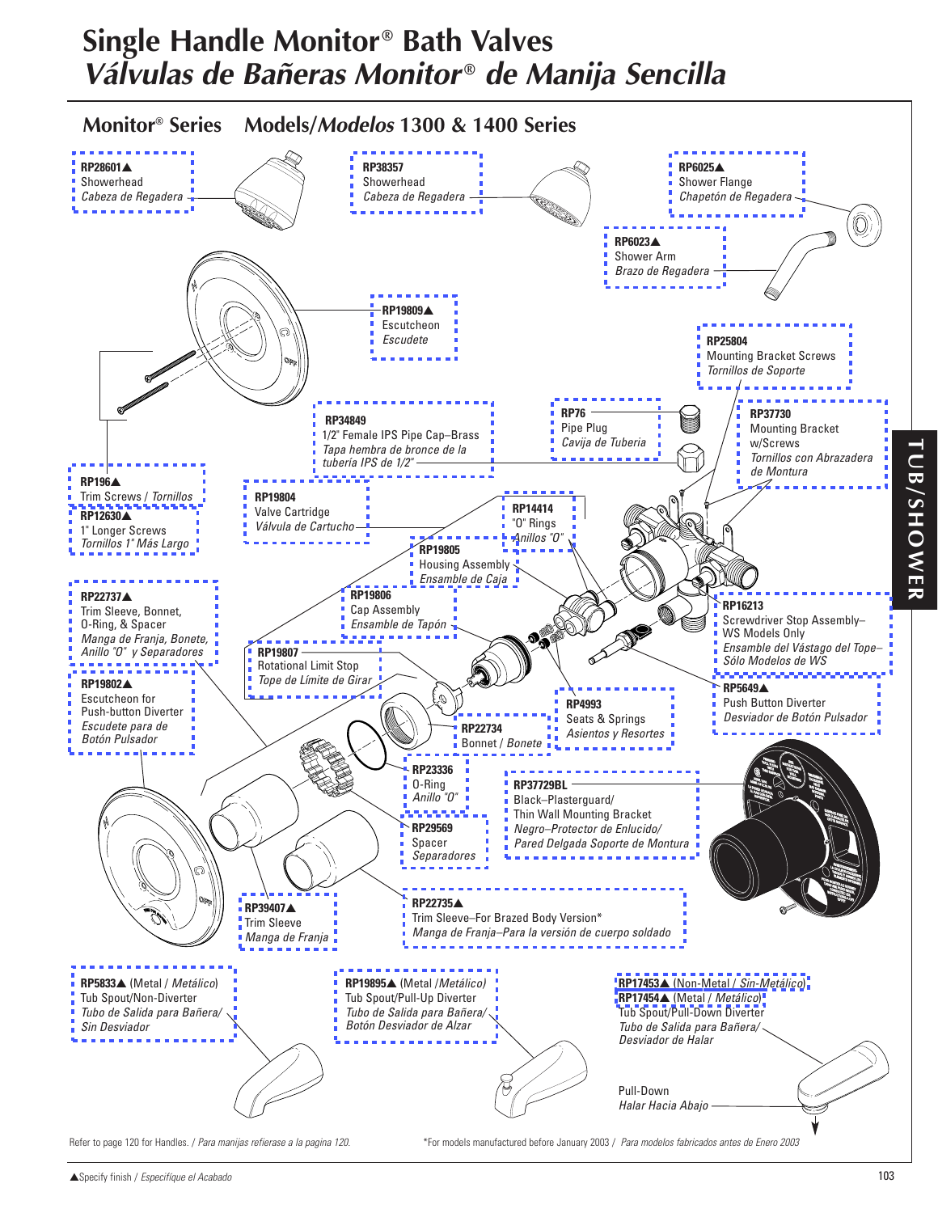# Single Handle Monitor® Bath Valves
# *Válvulas de Bañeras Monitor® de Manija Sencilla*

## Monitor® Series Models/*Modelos* 1300 & 1400 Series

**RP28601▲**
Showerhead
*Cabeza de Regadera*

**RP38357**
Showerhead
*Cabeza de Regadera*

**RP6025▲**
Shower Flange
*Chapetón de Regadera*

**RP6023▲**
Shower Arm
*Brazo de Regadera*

**RP19809▲**
Escutcheon
*Escudete*

**RP25804**
Mounting Bracket Screws
*Tornillos de Soporte*

**RP34849**
1/2" Female IPS Pipe Cap–Brass
*Tapa hembra de bronce de la tubería IPS de 1/2"*

**RP76**
Pipe Plug
*Cavija de Tubería*

**RP37730**
Mounting Bracket w/Screws
*Tornillos con Abrazadera de Montura*

**RP196▲**
Trim Screws / *Tornillos*

**RP12630▲**
1" Longer Screws
*Tornillos 1" Más Largo*

**RP19804**
Valve Cartridge
*Válvula de Cartucho*

**RP14414**
"O" Rings
*Anillos "O"*

**RP19805**
Housing Assembly
*Ensamble de Caja*

**RP22737▲**
Trim Sleeve, Bonnet, O-Ring, & Spacer
*Manga de Franja, Bonete, Anillo "O" y Separadores*

**RP19806**
Cap Assembly
*Ensamble de Tapón*

**RP16213**
Screwdriver Stop Assembly–WS Models Only
*Ensamble del Vástago del Tope–Sólo Modelos de WS*

**RP19807**
Rotational Limit Stop
*Tope de Límite de Girar*

**RP19802▲**
Escutcheon for Push-button Diverter
*Escudete para de Botón Pulsador*

**RP5649▲**
Push Button Diverter
*Desviador de Botón Pulsador*

**RP4993**
Seats & Springs
*Asientos y Resortes*

**RP22734**
Bonnet / *Bonete*

**RP23336**
O-Ring
*Anillo "O"*

**RP37729BL**
Black–Plasterguard/
Thin Wall Mounting Bracket
*Negro–Protector de Enlucido/ Pared Delgada Soporte de Montura*

**RP29569**
Spacer
*Separadores*

**RP39407▲**
Trim Sleeve
*Manga de Franja*

**RP22735▲**
Trim Sleeve–For Brazed Body Version*
*Manga de Franja–Para la versión de cuerpo soldado*

**RP5833▲** (Metal / *Metálico*)
Tub Spout/Non-Diverter
*Tubo de Salida para Bañera/ Sin Desviador*

**RP19895▲** (Metal /*Metálico*)
Tub Spout/Pull-Up Diverter
*Tubo de Salida para Bañera/ Botón Desviador de Alzar*

**RP17453▲** (Non-Metal / *Sin-Metálico*)
**RP17454▲** (Metal / *Metálico*)
Tub Spout/Pull-Down Diverter
*Tubo de Salida para Bañera/ Desviador de Halar*

Pull-Down
*Halar Hacia Abajo*

Refer to page 120 for Handles. / *Para manijas refiérase a la pagina 120.*

*For models manufactured before January 2003 / *Para modelos fabricados antes de Enero 2003*

▲Specify finish / *Especifique el Acabado*

TUB/SHOWER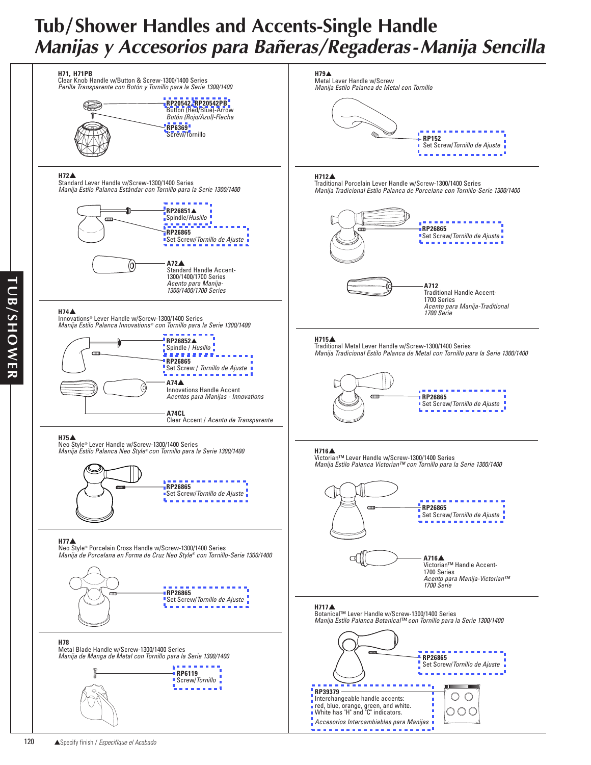# Tub/Shower Handles and Accents-Single Handle
# *Manijas y Accesorios para Bañeras/Regaderas-Manija Sencilla*

TUB/SHOWER

### H71, H71PB
Clear Knob Handle w/Button & Screw-1300/1400 Series
*Perilla Transparente con Botón y Tornillo para la Serie 1300/1400*

**RP20542, RP20542PB**
Button (Red/Blue)-Arrow
*Botón (Rojo/Azul)-Flecha*

**RP6369**
Screw/*Tornillo*

### H72▲
Standard Lever Handle w/Screw-1300/1400 Series
*Manija Estilo Palanca Estándar con Tornillo para la Serie 1300/1400*

**RP26851▲**
Spindle/*Husillo*

**RP26865**
Set Screw/*Tornillo de Ajuste*

**A72▲**
Standard Handle Accent-
1300/1400/1700 Series
*Acento para Manija-*
*1300/1400/1700 Series*

### H74▲
Innovations® Lever Handle w/Screw-1300/1400 Series
*Manija Estilo Palanca Innovations® con Tornillo para la Serie 1300/1400*

**RP26852▲**
Spindle / *Husillo*

**RP26865**
Set Screw / *Tornillo de Ajuste*

**A74▲**
Innovations Handle Accent
*Acentos para Manijas - Innovations*

**A74CL**
Clear Accent / *Acento de Transparente*

### H75▲
Neo Style® Lever Handle w/Screw-1300/1400 Series
*Manija Estilo Palanca Neo Style® con Tornillo para la Serie 1300/1400*

**RP26865**
Set Screw/*Tornillo de Ajuste*

### H77▲
Neo Style® Porcelain Cross Handle w/Screw-1300/1400 Series
*Manija de Porcelana en Forma de Cruz Neo Style® con Tornillo-Serie 1300/1400*

**RP26865**
Set Screw/*Tornillo de Ajuste*

### H78
Metal Blade Handle w/Screw-1300/1400 Series
*Manija de Manga de Metal con Tornillo para la Serie 1300/1400*

**RP6119**
Screw/*Tornillo*

### H79▲
Metal Lever Handle w/Screw
*Manija Estilo Palanca de Metal con Tornillo*

**RP152**
Set Screw/*Tornillo de Ajuste*

### H712▲
Traditional Porcelain Lever Handle w/Screw-1300/1400 Series
*Manija Tradicional Estilo Palanca de Porcelana con Tornillo-Serie 1300/1400*

**RP26865**
Set Screw/*Tornillo de Ajuste*

**A712**
Traditional Handle Accent-
1700 Series
*Acento para Manija-Traditional*
*1700 Serie*

### H715▲
Traditional Metal Lever Handle w/Screw-1300/1400 Series
*Manija Tradicional Estilo Palanca de Metal con Tornillo para la Serie 1300/1400*

**RP26865**
Set Screw/*Tornillo de Ajuste*

### H716▲
Victorian™ Lever Handle w/Screw-1300/1400 Series
*Manija Estilo Palanca Victorian™ con Tornillo para la Serie 1300/1400*

**RP26865**
Set Screw/*Tornillo de Ajuste*

**A716▲**
Victorian™ Handle Accent-
1700 Series
*Acento para Manija-Victorian™*
*1700 Serie*

### H717▲
Botanical™ Lever Handle w/Screw-1300/1400 Series
*Manija Estilo Palanca Botanical™ con Tornillo para la Serie 1300/1400*

**RP26865**
Set Screw/*Tornillo de Ajuste*

**RP39379**
Interchangeable handle accents:
red, blue, orange, green, and white.
White has "H" and "C" indicators.
*Accesorios Intercambiables para Manijas*

▲Specify finish / *Especifique el Acabado*